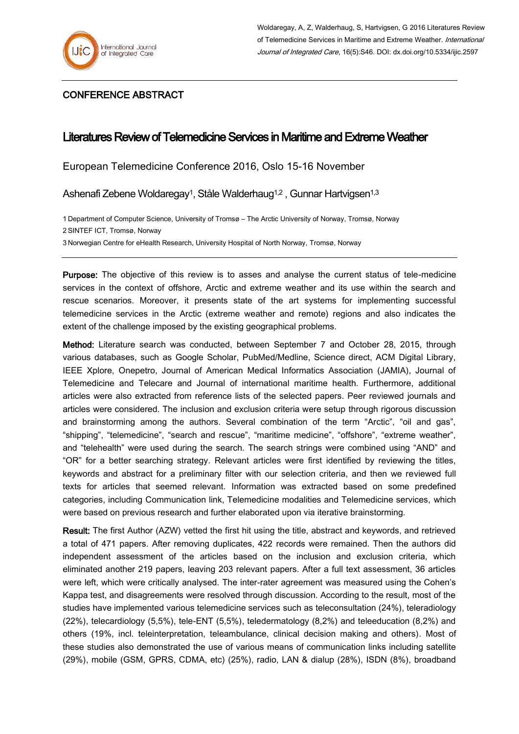## CONFERENCE ABSTRACT

# Literatures Review of Telemedicine Services in Maritime and Extreme Weather

European Telemedicine Conference 2016, Oslo 15-16 November

Ashenafi Zebene Woldaregay[1], Ståle Walderhaug[1,2] , Gunnar Hartvigsen[1,3]

1 Department of Computer Science, University of Tromsø – The Arctic University of Norway, Tromsø, Norway
2 SINTEF ICT, Tromsø, Norway
3 Norwegian Centre for eHealth Research, University Hospital of North Norway, Tromsø, Norway

**Purpose:** The objective of this review is to asses and analyse the current status of tele-medicine services in the context of offshore, Arctic and extreme weather and its use within the search and rescue scenarios. Moreover, it presents state of the art systems for implementing successful telemedicine services in the Arctic (extreme weather and remote) regions and also indicates the extent of the challenge imposed by the existing geographical problems.

**Method:** Literature search was conducted, between September 7 and October 28, 2015, through various databases, such as Google Scholar, PubMed/Medline, Science direct, ACM Digital Library, IEEE Xplore, Onepetro, Journal of American Medical Informatics Association (JAMIA), Journal of Telemedicine and Telecare and Journal of international maritime health. Furthermore, additional articles were also extracted from reference lists of the selected papers. Peer reviewed journals and articles were considered. The inclusion and exclusion criteria were setup through rigorous discussion and brainstorming among the authors. Several combination of the term "Arctic", "oil and gas", "shipping", "telemedicine", "search and rescue", "maritime medicine", "offshore", "extreme weather", and "telehealth" were used during the search. The search strings were combined using "AND" and "OR" for a better searching strategy. Relevant articles were first identified by reviewing the titles, keywords and abstract for a preliminary filter with our selection criteria, and then we reviewed full texts for articles that seemed relevant. Information was extracted based on some predefined categories, including Communication link, Telemedicine modalities and Telemedicine services, which were based on previous research and further elaborated upon via iterative brainstorming.

**Result:** The first Author (AZW) vetted the first hit using the title, abstract and keywords, and retrieved a total of 471 papers. After removing duplicates, 422 records were remained. Then the authors did independent assessment of the articles based on the inclusion and exclusion criteria, which eliminated another 219 papers, leaving 203 relevant papers. After a full text assessment, 36 articles were left, which were critically analysed. The inter-rater agreement was measured using the Cohen's Kappa test, and disagreements were resolved through discussion. According to the result, most of the studies have implemented various telemedicine services such as teleconsultation (24%), teleradiology (22%), telecardiology (5,5%), tele-ENT (5,5%), teledermatology (8,2%) and teleeducation (8,2%) and others (19%, incl. teleinterpretation, teleambulance, clinical decision making and others). Most of these studies also demonstrated the use of various means of communication links including satellite (29%), mobile (GSM, GPRS, CDMA, etc) (25%), radio, LAN & dialup (28%), ISDN (8%), broadband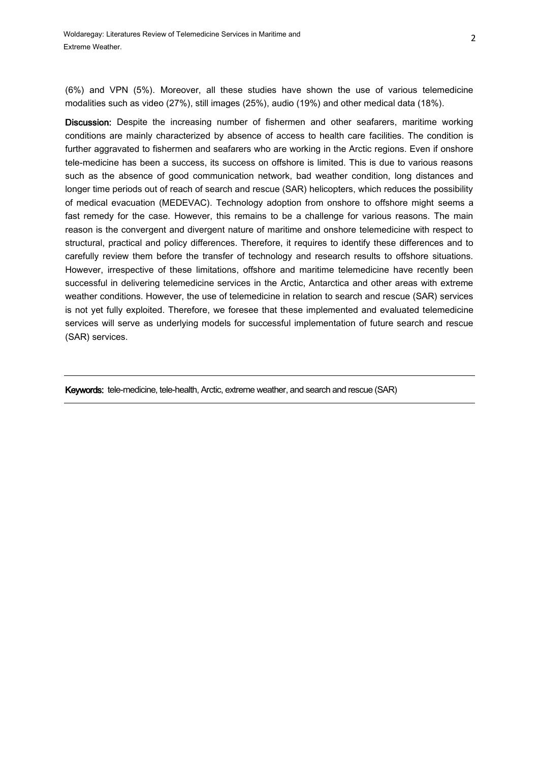(6%) and VPN (5%). Moreover, all these studies have shown the use of various telemedicine modalities such as video (27%), still images (25%), audio (19%) and other medical data (18%).

**Discussion:** Despite the increasing number of fishermen and other seafarers, maritime working conditions are mainly characterized by absence of access to health care facilities. The condition is further aggravated to fishermen and seafarers who are working in the Arctic regions. Even if onshore tele-medicine has been a success, its success on offshore is limited. This is due to various reasons such as the absence of good communication network, bad weather condition, long distances and longer time periods out of reach of search and rescue (SAR) helicopters, which reduces the possibility of medical evacuation (MEDEVAC). Technology adoption from onshore to offshore might seems a fast remedy for the case. However, this remains to be a challenge for various reasons. The main reason is the convergent and divergent nature of maritime and onshore telemedicine with respect to structural, practical and policy differences. Therefore, it requires to identify these differences and to carefully review them before the transfer of technology and research results to offshore situations. However, irrespective of these limitations, offshore and maritime telemedicine have recently been successful in delivering telemedicine services in the Arctic, Antarctica and other areas with extreme weather conditions. However, the use of telemedicine in relation to search and rescue (SAR) services is not yet fully exploited. Therefore, we foresee that these implemented and evaluated telemedicine services will serve as underlying models for successful implementation of future search and rescue (SAR) services.

---

**Keywords:** tele-medicine, tele-health, Arctic, extreme weather, and search and rescue (SAR)

---